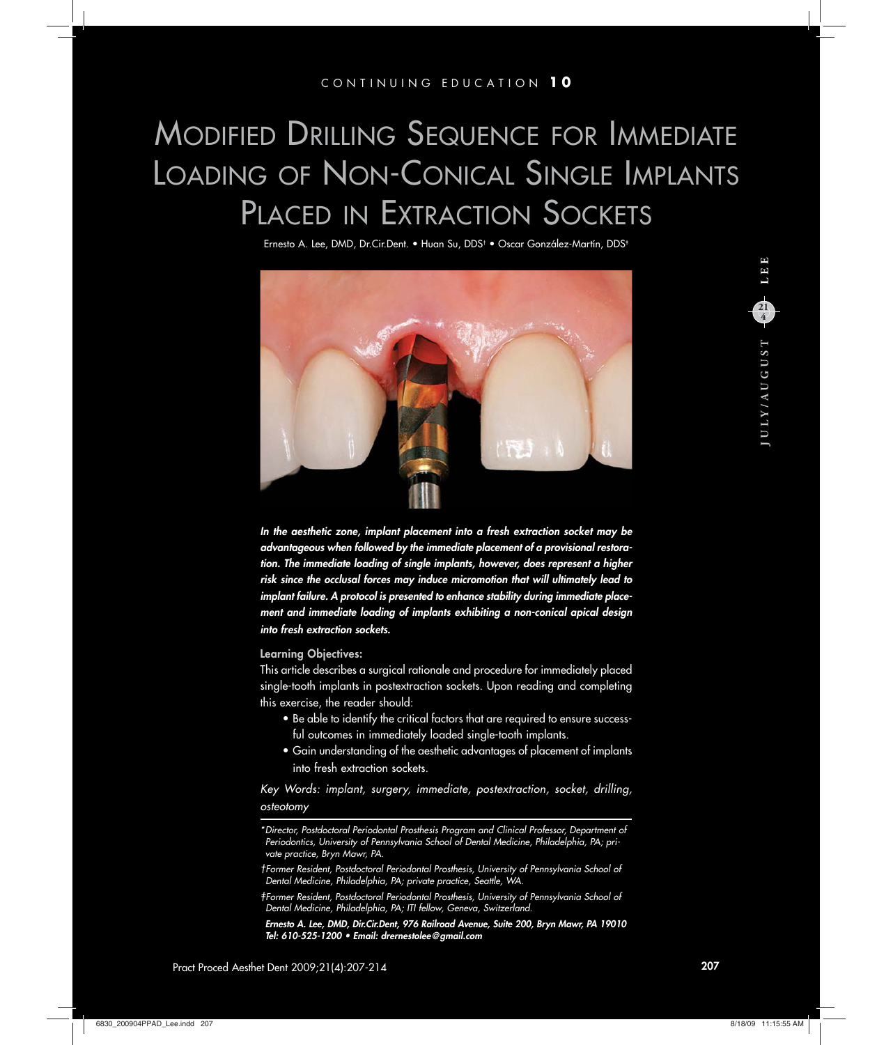CONTINUING EDUCATION **10**

# Modified Drilling Sequence for Immediate Loading of Non-Conical Single Implants Placed in Extraction Sockets

Ernesto A. Lee, DMD, Dr.Cir.Dent.* • Huan Su, DDS[†] • Oscar González-Martín, DDS[‡]

***In the aesthetic zone, implant placement into a fresh extraction socket may be advantageous when followed by the immediate placement of a provisional restoration. The immediate loading of single implants, however, does represent a higher risk since the occlusal forces may induce micromotion that will ultimately lead to implant failure. A protocol is presented to enhance stability during immediate placement and immediate loading of implants exhibiting a non-conical apical design into fresh extraction sockets.***

**Learning Objectives:**

This article describes a surgical rationale and procedure for immediately placed single-tooth implants in postextraction sockets. Upon reading and completing this exercise, the reader should:

- Be able to identify the critical factors that are required to ensure successful outcomes in immediately loaded single-tooth implants.
- Gain understanding of the aesthetic advantages of placement of implants into fresh extraction sockets.

*Key Words: implant, surgery, immediate, postextraction, socket, drilling, osteotomy*

---

*\*Director, Postdoctoral Periodontal Prosthesis Program and Clinical Professor, Department of Periodontics, University of Pennsylvania School of Dental Medicine, Philadelphia, PA; private practice, Bryn Mawr, PA.*

*†Former Resident, Postdoctoral Periodontal Prosthesis, University of Pennsylvania School of Dental Medicine, Philadelphia, PA; private practice, Seattle, WA.*

*‡Former Resident, Postdoctoral Periodontal Prosthesis, University of Pennsylvania School of Dental Medicine, Philadelphia, PA; ITI fellow, Geneva, Switzerland.*

***Ernesto A. Lee, DMD, Dir.Cir.Dent, 976 Railroad Avenue, Suite 200, Bryn Mawr, PA 19010***
***Tel: 610-525-1200 • Email: drernestolee@gmail.com***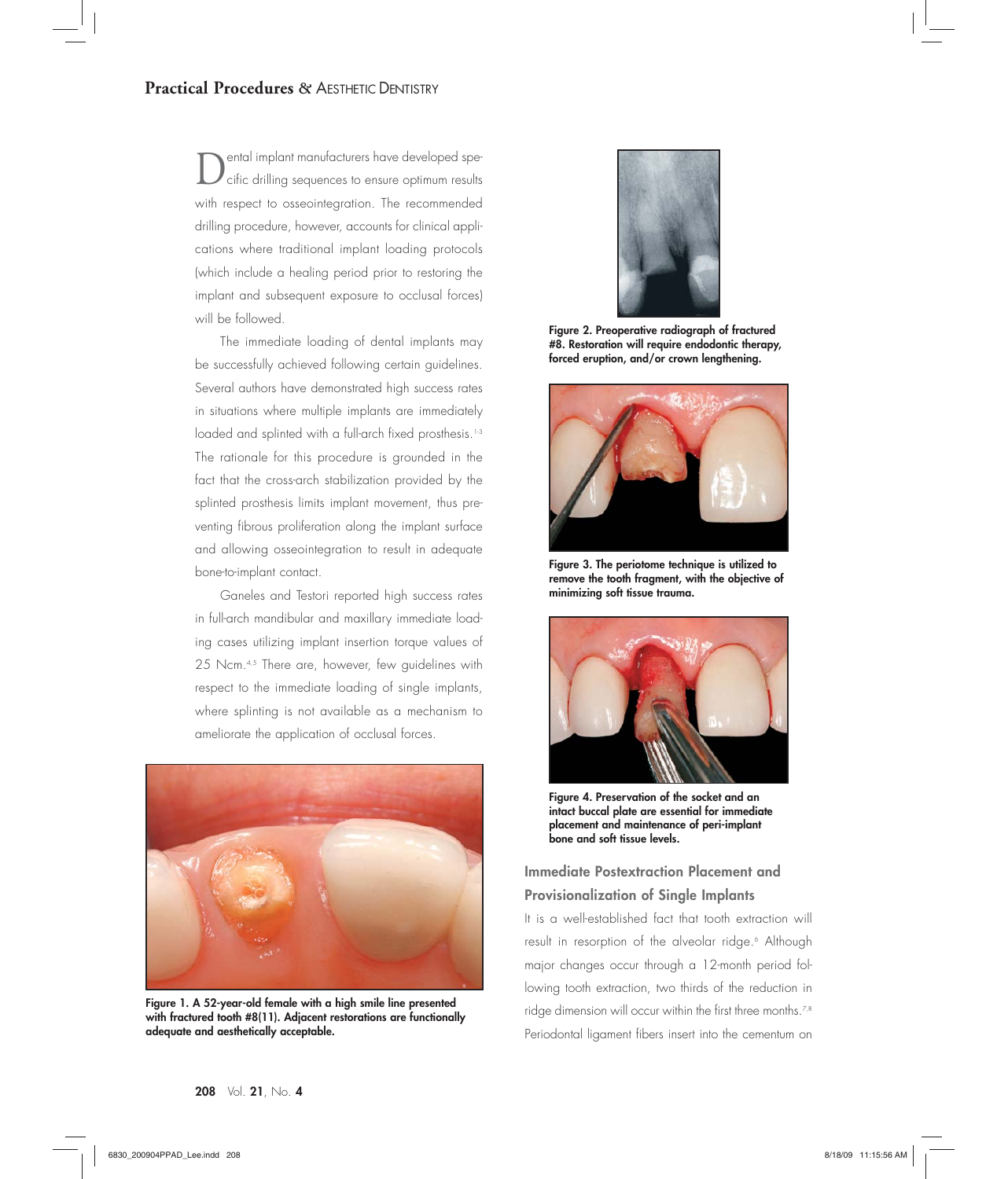Dental implant manufacturers have developed specific drilling sequences to ensure optimum results with respect to osseointegration. The recommended drilling procedure, however, accounts for clinical applications where traditional implant loading protocols (which include a healing period prior to restoring the implant and subsequent exposure to occlusal forces) will be followed.

The immediate loading of dental implants may be successfully achieved following certain guidelines. Several authors have demonstrated high success rates in situations where multiple implants are immediately loaded and splinted with a full-arch fixed prosthesis.[1-3] The rationale for this procedure is grounded in the fact that the cross-arch stabilization provided by the splinted prosthesis limits implant movement, thus preventing fibrous proliferation along the implant surface and allowing osseointegration to result in adequate bone-to-implant contact.

Ganeles and Testori reported high success rates in full-arch mandibular and maxillary immediate loading cases utilizing implant insertion torque values of 25 Ncm.[4,5] There are, however, few guidelines with respect to the immediate loading of single implants, where splinting is not available as a mechanism to ameliorate the application of occlusal forces.

**Figure 1. A 52-year-old female with a high smile line presented with fractured tooth #8(11). Adjacent restorations are functionally adequate and aesthetically acceptable.**

**Figure 2. Preoperative radiograph of fractured #8. Restoration will require endodontic therapy, forced eruption, and/or crown lengthening.**

**Figure 3. The periotome technique is utilized to remove the tooth fragment, with the objective of minimizing soft tissue trauma.**

**Figure 4. Preservation of the socket and an intact buccal plate are essential for immediate placement and maintenance of peri-implant bone and soft tissue levels.**

## Immediate Postextraction Placement and Provisionalization of Single Implants

It is a well-established fact that tooth extraction will result in resorption of the alveolar ridge.[6] Although major changes occur through a 12-month period following tooth extraction, two thirds of the reduction in ridge dimension will occur within the first three months.[7,8] Periodontal ligament fibers insert into the cementum on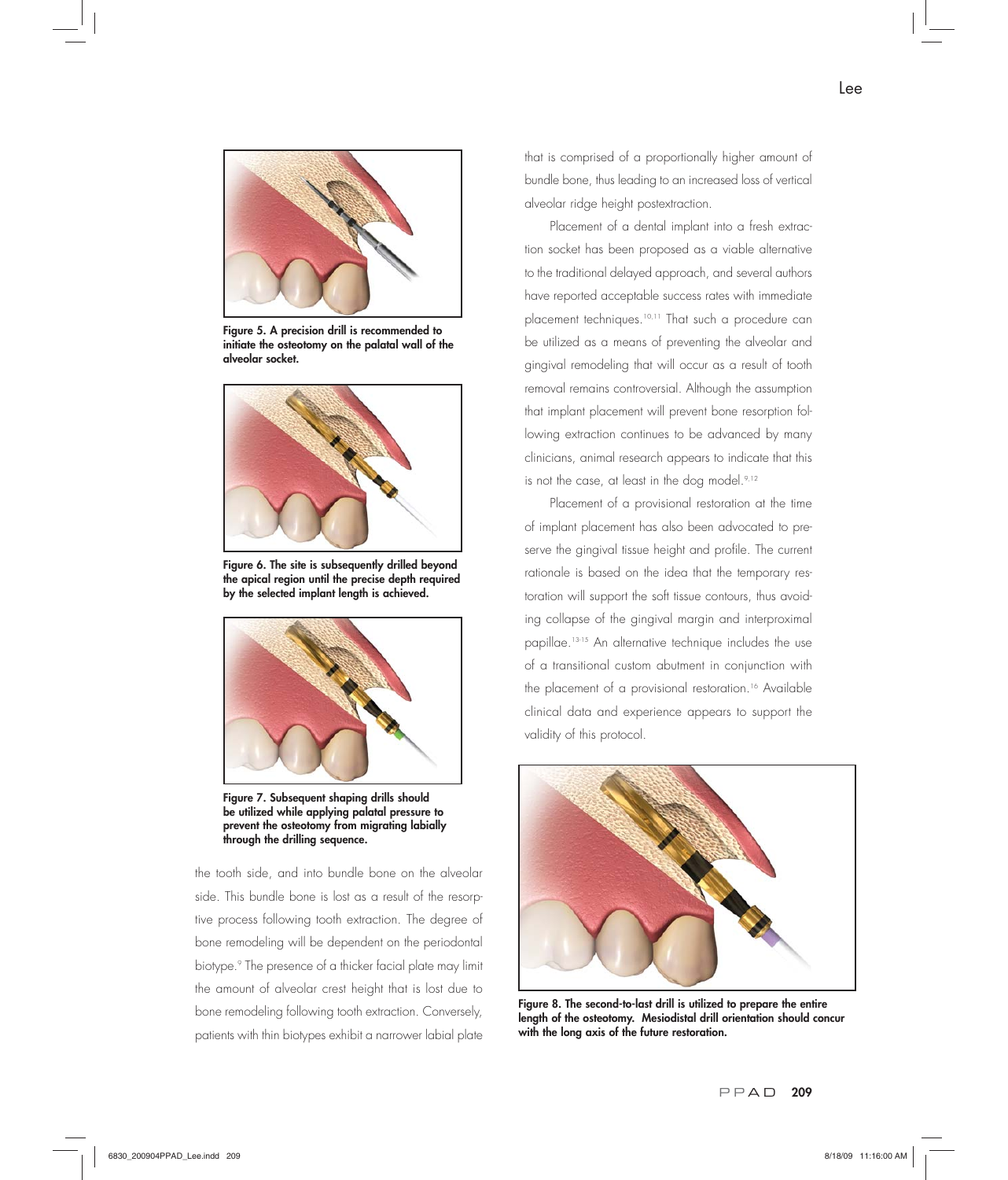**Figure 5. A precision drill is recommended to initiate the osteotomy on the palatal wall of the alveolar socket.**

**Figure 6. The site is subsequently drilled beyond the apical region until the precise depth required by the selected implant length is achieved.**

**Figure 7. Subsequent shaping drills should be utilized while applying palatal pressure to prevent the osteotomy from migrating labially through the drilling sequence.**

the tooth side, and into bundle bone on the alveolar side. This bundle bone is lost as a result of the resorptive process following tooth extraction. The degree of bone remodeling will be dependent on the periodontal biotype.[9] The presence of a thicker facial plate may limit the amount of alveolar crest height that is lost due to bone remodeling following tooth extraction. Conversely, patients with thin biotypes exhibit a narrower labial plate that is comprised of a proportionally higher amount of bundle bone, thus leading to an increased loss of vertical alveolar ridge height postextraction.

Placement of a dental implant into a fresh extraction socket has been proposed as a viable alternative to the traditional delayed approach, and several authors have reported acceptable success rates with immediate placement techniques.[10,11] That such a procedure can be utilized as a means of preventing the alveolar and gingival remodeling that will occur as a result of tooth removal remains controversial. Although the assumption that implant placement will prevent bone resorption following extraction continues to be advanced by many clinicians, animal research appears to indicate that this is not the case, at least in the dog model.[9,12]

Placement of a provisional restoration at the time of implant placement has also been advocated to preserve the gingival tissue height and profile. The current rationale is based on the idea that the temporary restoration will support the soft tissue contours, thus avoiding collapse of the gingival margin and interproximal papillae.[13-15] An alternative technique includes the use of a transitional custom abutment in conjunction with the placement of a provisional restoration.[16] Available clinical data and experience appears to support the validity of this protocol.

**Figure 8. The second-to-last drill is utilized to prepare the entire length of the osteotomy. Mesiodistal drill orientation should concur with the long axis of the future restoration.**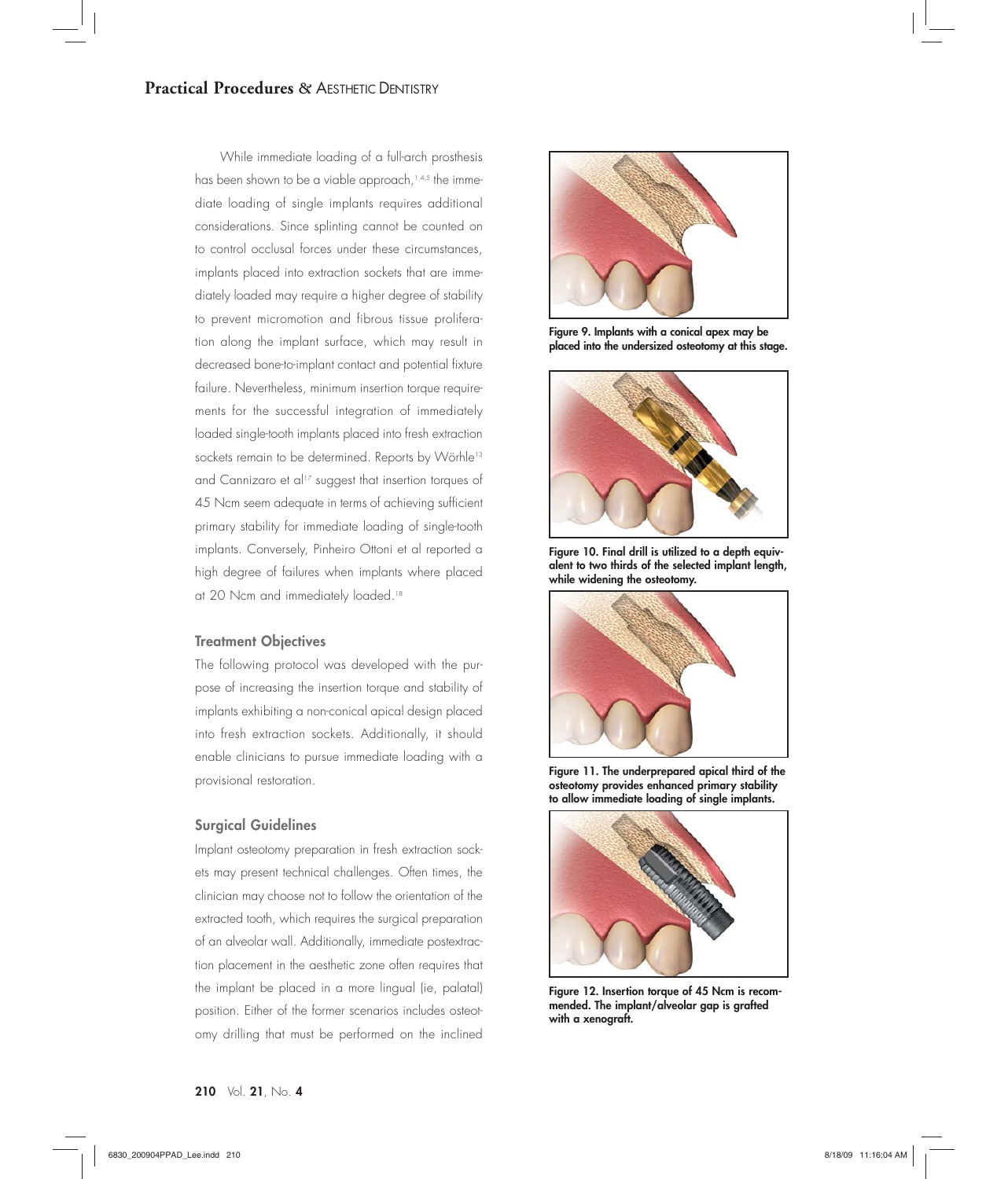While immediate loading of a full-arch prosthesis has been shown to be a viable approach,[1,4,5] the immediate loading of single implants requires additional considerations. Since splinting cannot be counted on to control occlusal forces under these circumstances, implants placed into extraction sockets that are immediately loaded may require a higher degree of stability to prevent micromotion and fibrous tissue proliferation along the implant surface, which may result in decreased bone-to-implant contact and potential fixture failure. Nevertheless, minimum insertion torque requirements for the successful integration of immediately loaded single-tooth implants placed into fresh extraction sockets remain to be determined. Reports by Wörhle[13] and Cannizaro et al[17] suggest that insertion torques of 45 Ncm seem adequate in terms of achieving sufficient primary stability for immediate loading of single-tooth implants. Conversely, Pinheiro Ottoni et al reported a high degree of failures when implants where placed at 20 Ncm and immediately loaded.[18]

### Treatment Objectives

The following protocol was developed with the purpose of increasing the insertion torque and stability of implants exhibiting a non-conical apical design placed into fresh extraction sockets. Additionally, it should enable clinicians to pursue immediate loading with a provisional restoration.

### Surgical Guidelines

Implant osteotomy preparation in fresh extraction sockets may present technical challenges. Often times, the clinician may choose not to follow the orientation of the extracted tooth, which requires the surgical preparation of an alveolar wall. Additionally, immediate postextraction placement in the aesthetic zone often requires that the implant be placed in a more lingual (ie, palatal) position. Either of the former scenarios includes osteotomy drilling that must be performed on the inclined

**Figure 9. Implants with a conical apex may be placed into the undersized osteotomy at this stage.**

**Figure 10. Final drill is utilized to a depth equivalent to two thirds of the selected implant length, while widening the osteotomy.**

**Figure 11. The underprepared apical third of the osteotomy provides enhanced primary stability to allow immediate loading of single implants.**

**Figure 12. Insertion torque of 45 Ncm is recommended. The implant/alveolar gap is grafted with a xenograft.**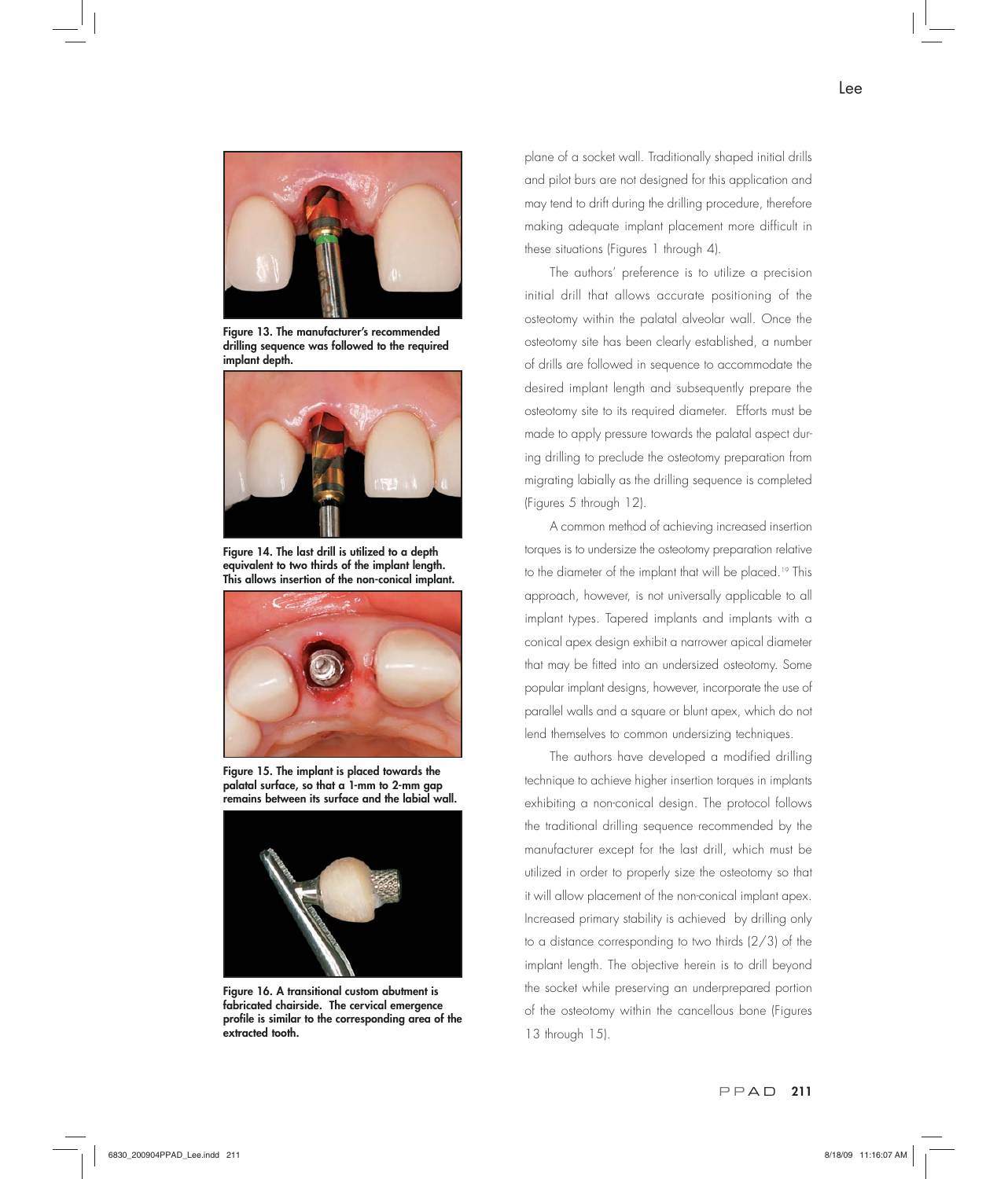Figure 13. The manufacturer's recommended drilling sequence was followed to the required implant depth.

Figure 14. The last drill is utilized to a depth equivalent to two thirds of the implant length. This allows insertion of the non-conical implant.

Figure 15. The implant is placed towards the palatal surface, so that a 1-mm to 2-mm gap remains between its surface and the labial wall.

Figure 16. A transitional custom abutment is fabricated chairside. The cervical emergence profile is similar to the corresponding area of the extracted tooth.

plane of a socket wall. Traditionally shaped initial drills and pilot burs are not designed for this application and may tend to drift during the drilling procedure, therefore making adequate implant placement more difficult in these situations (Figures 1 through 4).

The authors' preference is to utilize a precision initial drill that allows accurate positioning of the osteotomy within the palatal alveolar wall. Once the osteotomy site has been clearly established, a number of drills are followed in sequence to accommodate the desired implant length and subsequently prepare the osteotomy site to its required diameter. Efforts must be made to apply pressure towards the palatal aspect during drilling to preclude the osteotomy preparation from migrating labially as the drilling sequence is completed (Figures 5 through 12).

A common method of achieving increased insertion torques is to undersize the osteotomy preparation relative to the diameter of the implant that will be placed.[19] This approach, however, is not universally applicable to all implant types. Tapered implants and implants with a conical apex design exhibit a narrower apical diameter that may be fitted into an undersized osteotomy. Some popular implant designs, however, incorporate the use of parallel walls and a square or blunt apex, which do not lend themselves to common undersizing techniques.

The authors have developed a modified drilling technique to achieve higher insertion torques in implants exhibiting a non-conical design. The protocol follows the traditional drilling sequence recommended by the manufacturer except for the last drill, which must be utilized in order to properly size the osteotomy so that it will allow placement of the non-conical implant apex. Increased primary stability is achieved by drilling only to a distance corresponding to two thirds (2/3) of the implant length. The objective herein is to drill beyond the socket while preserving an underprepared portion of the osteotomy within the cancellous bone (Figures 13 through 15).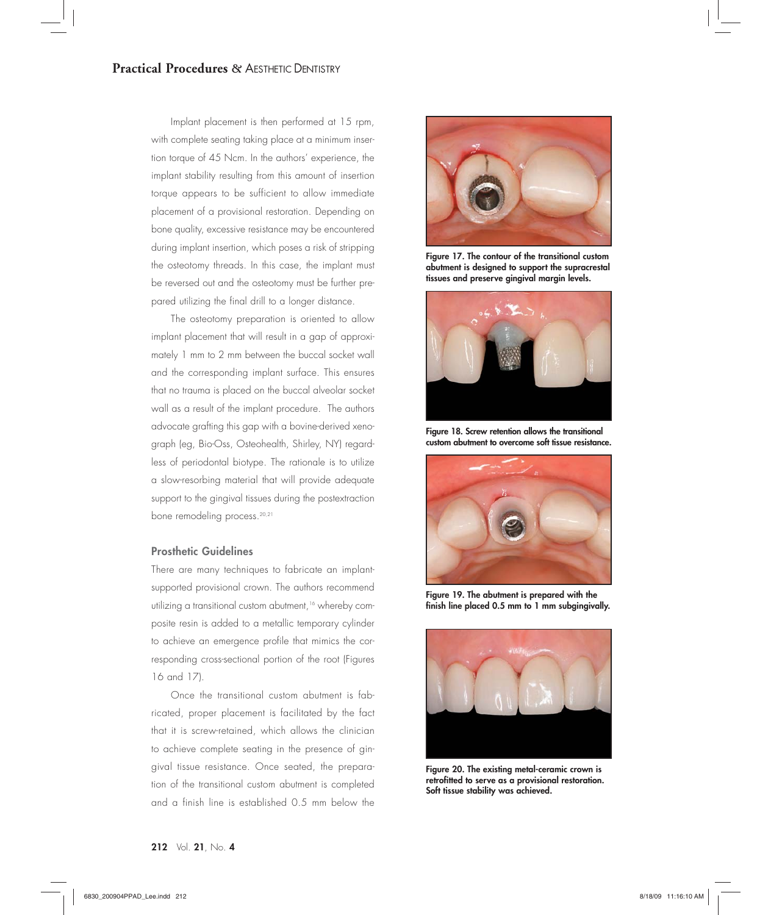Implant placement is then performed at 15 rpm, with complete seating taking place at a minimum insertion torque of 45 Ncm. In the authors' experience, the implant stability resulting from this amount of insertion torque appears to be sufficient to allow immediate placement of a provisional restoration. Depending on bone quality, excessive resistance may be encountered during implant insertion, which poses a risk of stripping the osteotomy threads. In this case, the implant must be reversed out and the osteotomy must be further prepared utilizing the final drill to a longer distance.

The osteotomy preparation is oriented to allow implant placement that will result in a gap of approximately 1 mm to 2 mm between the buccal socket wall and the corresponding implant surface. This ensures that no trauma is placed on the buccal alveolar socket wall as a result of the implant procedure. The authors advocate grafting this gap with a bovine-derived xenograph (eg, Bio-Oss, Osteohealth, Shirley, NY) regardless of periodontal biotype. The rationale is to utilize a slow-resorbing material that will provide adequate support to the gingival tissues during the postextraction bone remodeling process.[20,21]

### Prosthetic Guidelines

There are many techniques to fabricate an implant-supported provisional crown. The authors recommend utilizing a transitional custom abutment,[16] whereby composite resin is added to a metallic temporary cylinder to achieve an emergence profile that mimics the corresponding cross-sectional portion of the root (Figures 16 and 17).

Once the transitional custom abutment is fabricated, proper placement is facilitated by the fact that it is screw-retained, which allows the clinician to achieve complete seating in the presence of gingival tissue resistance. Once seated, the preparation of the transitional custom abutment is completed and a finish line is established 0.5 mm below the

**Figure 17. The contour of the transitional custom abutment is designed to support the supracrestal tissues and preserve gingival margin levels.**

**Figure 18. Screw retention allows the transitional custom abutment to overcome soft tissue resistance.**

**Figure 19. The abutment is prepared with the finish line placed 0.5 mm to 1 mm subgingivally.**

**Figure 20. The existing metal-ceramic crown is retrofitted to serve as a provisional restoration. Soft tissue stability was achieved.**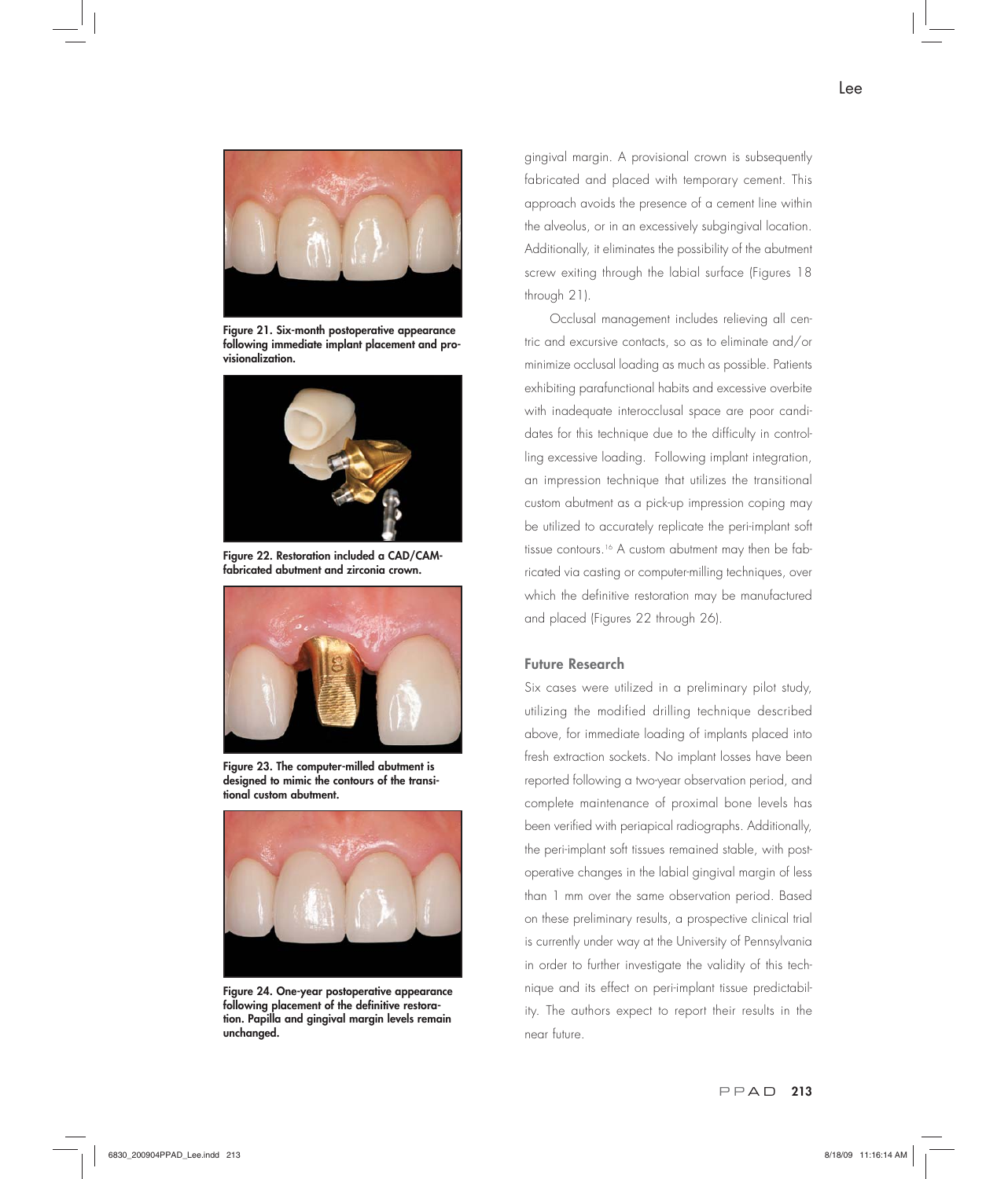Figure 21. Six-month postoperative appearance following immediate implant placement and provisionalization.

Figure 22. Restoration included a CAD/CAM-fabricated abutment and zirconia crown.

Figure 23. The computer-milled abutment is designed to mimic the contours of the transitional custom abutment.

Figure 24. One-year postoperative appearance following placement of the definitive restoration. Papilla and gingival margin levels remain unchanged.

gingival margin. A provisional crown is subsequently fabricated and placed with temporary cement. This approach avoids the presence of a cement line within the alveolus, or in an excessively subgingival location. Additionally, it eliminates the possibility of the abutment screw exiting through the labial surface (Figures 18 through 21).

Occlusal management includes relieving all centric and excursive contacts, so as to eliminate and/or minimize occlusal loading as much as possible. Patients exhibiting parafunctional habits and excessive overbite with inadequate interocclusal space are poor candidates for this technique due to the difficulty in controlling excessive loading. Following implant integration, an impression technique that utilizes the transitional custom abutment as a pick-up impression coping may be utilized to accurately replicate the peri-implant soft tissue contours.[16] A custom abutment may then be fabricated via casting or computer-milling techniques, over which the definitive restoration may be manufactured and placed (Figures 22 through 26).

## Future Research

Six cases were utilized in a preliminary pilot study, utilizing the modified drilling technique described above, for immediate loading of implants placed into fresh extraction sockets. No implant losses have been reported following a two-year observation period, and complete maintenance of proximal bone levels has been verified with periapical radiographs. Additionally, the peri-implant soft tissues remained stable, with postoperative changes in the labial gingival margin of less than 1 mm over the same observation period. Based on these preliminary results, a prospective clinical trial is currently under way at the University of Pennsylvania in order to further investigate the validity of this technique and its effect on peri-implant tissue predictability. The authors expect to report their results in the near future.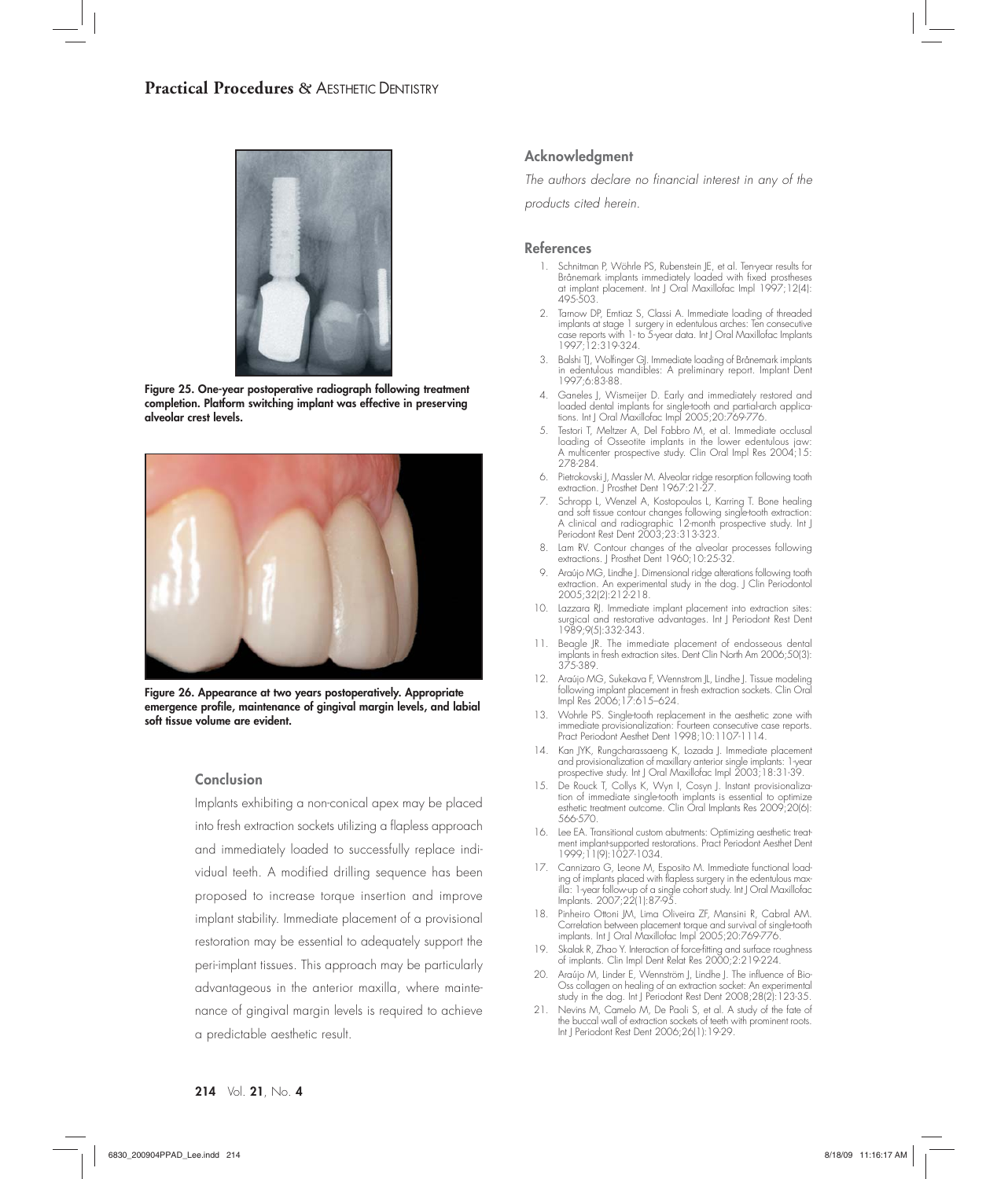Figure 25. One-year postoperative radiograph following treatment completion. Platform switching implant was effective in preserving alveolar crest levels.

Figure 26. Appearance at two years postoperatively. Appropriate emergence profile, maintenance of gingival margin levels, and labial soft tissue volume are evident.

## Conclusion

Implants exhibiting a non-conical apex may be placed into fresh extraction sockets utilizing a flapless approach and immediately loaded to successfully replace individual teeth. A modified drilling sequence has been proposed to increase torque insertion and improve implant stability. Immediate placement of a provisional restoration may be essential to adequately support the peri-implant tissues. This approach may be particularly advantageous in the anterior maxilla, where maintenance of gingival margin levels is required to achieve a predictable aesthetic result.

## Acknowledgment

*The authors declare no financial interest in any of the products cited herein.*

## References

1. Schnitman P, Wöhrle PS, Rubenstein JE, et al. Ten-year results for Brånemark implants immediately loaded with fixed prostheses at implant placement. Int J Oral Maxillofac Impl 1997;12(4):495-503.
2. Tarnow DP, Emtiaz S, Classi A. Immediate loading of threaded implants at stage 1 surgery in edentulous arches: Ten consecutive case reports with 1- to 5-year data. Int J Oral Maxillofac Implants 1997;12:319-324.
3. Balshi TJ, Wolfinger GJ. Immediate loading of Brånemark implants in edentulous mandibles: A preliminary report. Implant Dent 1997;6:83-88.
4. Ganeles J, Wismeijer D. Early and immediately restored and loaded dental implants for single-tooth and partial-arch applications. Int J Oral Maxillofac Impl 2005;20:769-776.
5. Testori T, Meltzer A, Del Fabbro M, et al. Immediate occlusal loading of Osseotite implants in the lower edentulous jaw: A multicenter prospective study. Clin Oral Impl Res 2004;15:278-284.
6. Pietrokovski J, Massler M. Alveolar ridge resorption following tooth extraction. J Prosthet Dent 1967:21-27.
7. Schropp L, Wenzel A, Kostopoulos L, Karring T. Bone healing and soft tissue contour changes following single-tooth extraction: A clinical and radiographic 12-month prospective study. Int J Periodont Rest Dent 2003;23:313-323.
8. Lam RV. Contour changes of the alveolar processes following extractions. J Prosthet Dent 1960;10:25-32.
9. Araújo MG, Lindhe J. Dimensional ridge alterations following tooth extraction. An experimental study in the dog. J Clin Periodontol 2005;32(2):212-218.
10. Lazzara RJ. Immediate implant placement into extraction sites: surgical and restorative advantages. Int J Periodont Rest Dent 1989;9(5):332-343.
11. Beagle JR. The immediate placement of endosseous dental implants in fresh extraction sites. Dent Clin North Am 2006;50(3):375-389.
12. Araújo MG, Sukekava F, Wennstrom JL, Lindhe J. Tissue modeling following implant placement in fresh extraction sockets. Clin Oral Impl Res 2006;17:615–624.
13. Wohrle PS. Single-tooth replacement in the aesthetic zone with immediate provisionalization: Fourteen consecutive case reports. Pract Periodont Aesthet Dent 1998;10:1107-1114.
14. Kan JYK, Rungcharassaeng K, Lozada J. Immediate placement and provisionalization of maxillary anterior single implants: 1-year prospective study. Int J Oral Maxillofac Impl 2003;18:31-39.
15. De Rouck T, Collys K, Wyn I, Cosyn J. Instant provisionalization of immediate single-tooth implants is essential to optimize esthetic treatment outcome. Clin Oral Implants Res 2009;20(6):566-570.
16. Lee EA. Transitional custom abutments: Optimizing aesthetic treatment implant-supported restorations. Pract Periodont Aesthet Dent 1999;11(9):1027-1034.
17. Cannizaro G, Leone M, Esposito M. Immediate functional loading of implants placed with flapless surgery in the edentulous maxilla: 1-year follow-up of a single cohort study. Int J Oral Maxillofac Implants. 2007;22(1):87-95.
18. Pinheiro Ottoni JM, Lima Oliveira ZF, Mansini R, Cabral AM. Correlation between placement torque and survival of single-tooth implants. Int J Oral Maxillofac Impl 2005;20:769-776.
19. Skalak R, Zhao Y. Interaction of force-fitting and surface roughness of implants. Clin Impl Dent Relat Res 2000;2:219-224.
20. Araújo M, Linder E, Wennström J, Lindhe J. The influence of Bio-Oss collagen on healing of an extraction socket: An experimental study in the dog. Int J Periodont Rest Dent 2008;28(2):123-35.
21. Nevins M, Camelo M, De Paoli S, et al. A study of the fate of the buccal wall of extraction sockets of teeth with prominent roots. Int J Periodont Rest Dent 2006;26(1):19-29.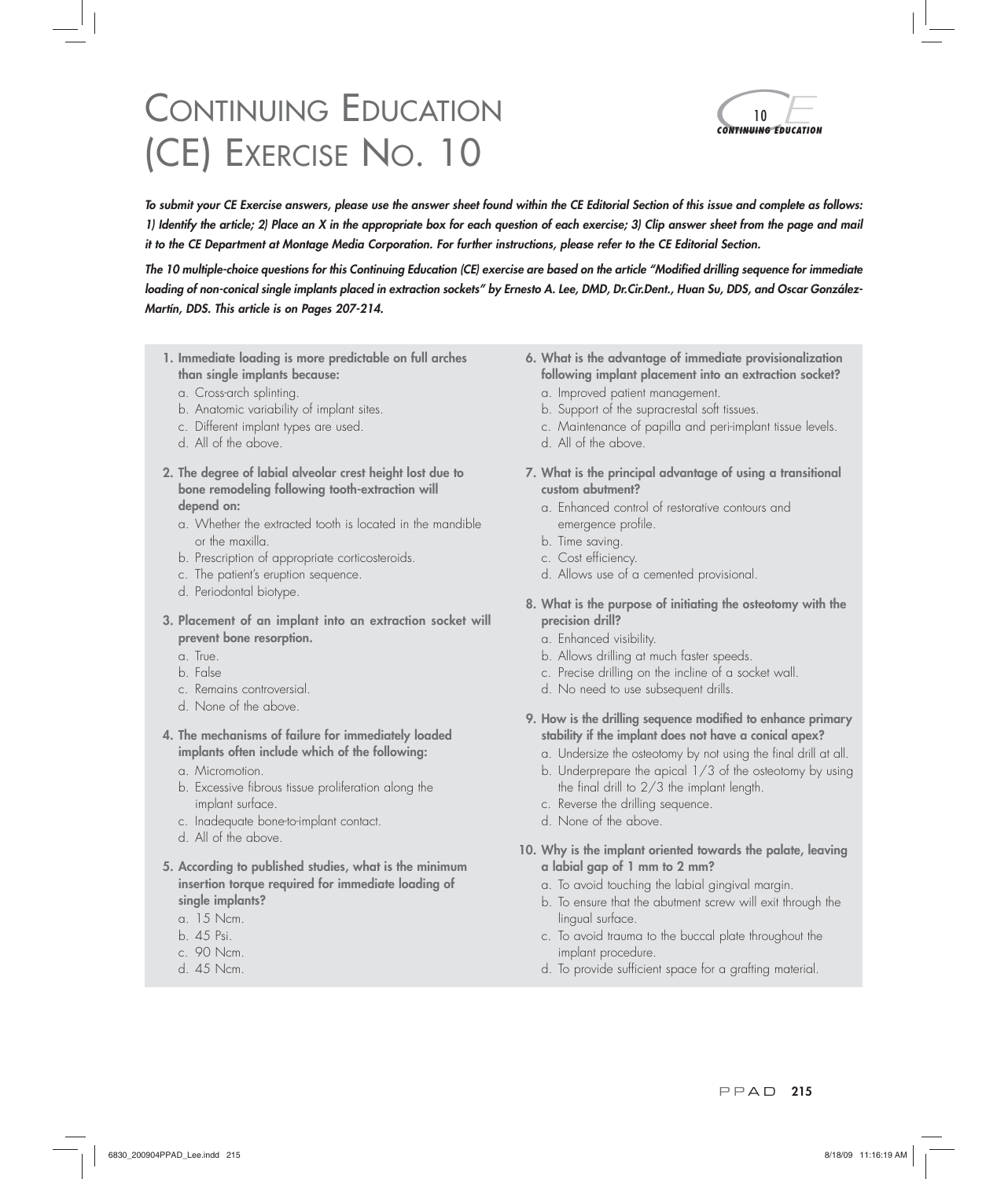# Continuing Education (CE) Exercise No. 10

*To submit your CE Exercise answers, please use the answer sheet found within the CE Editorial Section of this issue and complete as follows: 1) Identify the article; 2) Place an X in the appropriate box for each question of each exercise; 3) Clip answer sheet from the page and mail it to the CE Department at Montage Media Corporation. For further instructions, please refer to the CE Editorial Section.*

*The 10 multiple-choice questions for this Continuing Education (CE) exercise are based on the article "Modified drilling sequence for immediate loading of non-conical single implants placed in extraction sockets" by Ernesto A. Lee, DMD, Dr.Cir.Dent., Huan Su, DDS, and Oscar González-Martín, DDS. This article is on Pages 207-214.*

1. **Immediate loading is more predictable on full arches than single implants because:**
   a. Cross-arch splinting.
   b. Anatomic variability of implant sites.
   c. Different implant types are used.
   d. All of the above.

2. **The degree of labial alveolar crest height lost due to bone remodeling following tooth-extraction will depend on:**
   a. Whether the extracted tooth is located in the mandible or the maxilla.
   b. Prescription of appropriate corticosteroids.
   c. The patient's eruption sequence.
   d. Periodontal biotype.

3. **Placement of an implant into an extraction socket will prevent bone resorption.**
   a. True.
   b. False.
   c. Remains controversial.
   d. None of the above.

4. **The mechanisms of failure for immediately loaded implants often include which of the following:**
   a. Micromotion.
   b. Excessive fibrous tissue proliferation along the implant surface.
   c. Inadequate bone-to-implant contact.
   d. All of the above.

5. **According to published studies, what is the minimum insertion torque required for immediate loading of single implants?**
   a. 15 Ncm.
   b. 45 Psi.
   c. 90 Ncm.
   d. 45 Ncm.

6. **What is the advantage of immediate provisionalization following implant placement into an extraction socket?**
   a. Improved patient management.
   b. Support of the supracrestal soft tissues.
   c. Maintenance of papilla and peri-implant tissue levels.
   d. All of the above.

7. **What is the principal advantage of using a transitional custom abutment?**
   a. Enhanced control of restorative contours and emergence profile.
   b. Time saving.
   c. Cost efficiency.
   d. Allows use of a cemented provisional.

8. **What is the purpose of initiating the osteotomy with the precision drill?**
   a. Enhanced visibility.
   b. Allows drilling at much faster speeds.
   c. Precise drilling on the incline of a socket wall.
   d. No need to use subsequent drills.

9. **How is the drilling sequence modified to enhance primary stability if the implant does not have a conical apex?**
   a. Undersize the osteotomy by not using the final drill at all.
   b. Underprepare the apical 1/3 of the osteotomy by using the final drill to 2/3 the implant length.
   c. Reverse the drilling sequence.
   d. None of the above.

10. **Why is the implant oriented towards the palate, leaving a labial gap of 1 mm to 2 mm?**
    a. To avoid touching the labial gingival margin.
    b. To ensure that the abutment screw will exit through the lingual surface.
    c. To avoid trauma to the buccal plate throughout the implant procedure.
    d. To provide sufficient space for a grafting material.